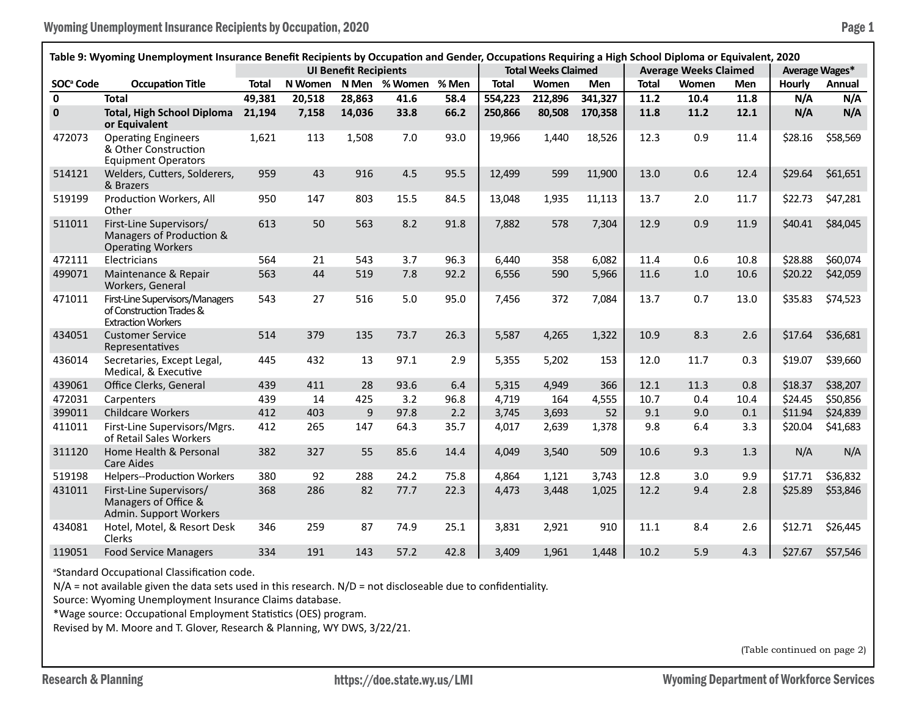**Table 9: Wyoming Unemployment Insurance Benefit Recipients by Occupation and Gender, Occupations Requiring a High School Diploma or Equivalent, 2020**

| | | UI Benefit Recipients | | | | | Total Weeks Claimed | | | Average Weeks Claimed | | | Average Wages* | |
|---|---|---|---|---|---|---|---|---|---|---|---|---|---|---|
| SOC[a] Code | Occupation Title | Total | N Women | N Men | % Women | % Men | Total | Women | Men | Total | Women | Men | Hourly | Annual |
| **0** | **Total** | **49,381** | **20,518** | **28,863** | **41.6** | **58.4** | **554,223** | **212,896** | **341,327** | **11.2** | **10.4** | **11.8** | **N/A** | **N/A** |
| **0** | **Total, High School Diploma or Equivalent** | **21,194** | **7,158** | **14,036** | **33.8** | **66.2** | **250,866** | **80,508** | **170,358** | **11.8** | **11.2** | **12.1** | **N/A** | **N/A** |
| 472073 | Operating Engineers & Other Construction Equipment Operators | 1,621 | 113 | 1,508 | 7.0 | 93.0 | 19,966 | 1,440 | 18,526 | 12.3 | 0.9 | 11.4 | $28.16 | $58,569 |
| 514121 | Welders, Cutters, Solderers, & Brazers | 959 | 43 | 916 | 4.5 | 95.5 | 12,499 | 599 | 11,900 | 13.0 | 0.6 | 12.4 | $29.64 | $61,651 |
| 519199 | Production Workers, All Other | 950 | 147 | 803 | 15.5 | 84.5 | 13,048 | 1,935 | 11,113 | 13.7 | 2.0 | 11.7 | $22.73 | $47,281 |
| 511011 | First-Line Supervisors/ Managers of Production & Operating Workers | 613 | 50 | 563 | 8.2 | 91.8 | 7,882 | 578 | 7,304 | 12.9 | 0.9 | 11.9 | $40.41 | $84,045 |
| 472111 | Electricians | 564 | 21 | 543 | 3.7 | 96.3 | 6,440 | 358 | 6,082 | 11.4 | 0.6 | 10.8 | $28.88 | $60,074 |
| 499071 | Maintenance & Repair Workers, General | 563 | 44 | 519 | 7.8 | 92.2 | 6,556 | 590 | 5,966 | 11.6 | 1.0 | 10.6 | $20.22 | $42,059 |
| 471011 | First-Line Supervisors/Managers of Construction Trades & Extraction Workers | 543 | 27 | 516 | 5.0 | 95.0 | 7,456 | 372 | 7,084 | 13.7 | 0.7 | 13.0 | $35.83 | $74,523 |
| 434051 | Customer Service Representatives | 514 | 379 | 135 | 73.7 | 26.3 | 5,587 | 4,265 | 1,322 | 10.9 | 8.3 | 2.6 | $17.64 | $36,681 |
| 436014 | Secretaries, Except Legal, Medical, & Executive | 445 | 432 | 13 | 97.1 | 2.9 | 5,355 | 5,202 | 153 | 12.0 | 11.7 | 0.3 | $19.07 | $39,660 |
| 439061 | Office Clerks, General | 439 | 411 | 28 | 93.6 | 6.4 | 5,315 | 4,949 | 366 | 12.1 | 11.3 | 0.8 | $18.37 | $38,207 |
| 472031 | Carpenters | 439 | 14 | 425 | 3.2 | 96.8 | 4,719 | 164 | 4,555 | 10.7 | 0.4 | 10.4 | $24.45 | $50,856 |
| 399011 | Childcare Workers | 412 | 403 | 9 | 97.8 | 2.2 | 3,745 | 3,693 | 52 | 9.1 | 9.0 | 0.1 | $11.94 | $24,839 |
| 411011 | First-Line Supervisors/Mgrs. of Retail Sales Workers | 412 | 265 | 147 | 64.3 | 35.7 | 4,017 | 2,639 | 1,378 | 9.8 | 6.4 | 3.3 | $20.04 | $41,683 |
| 311120 | Home Health & Personal Care Aides | 382 | 327 | 55 | 85.6 | 14.4 | 4,049 | 3,540 | 509 | 10.6 | 9.3 | 1.3 | N/A | N/A |
| 519198 | Helpers--Production Workers | 380 | 92 | 288 | 24.2 | 75.8 | 4,864 | 1,121 | 3,743 | 12.8 | 3.0 | 9.9 | $17.71 | $36,832 |
| 431011 | First-Line Supervisors/ Managers of Office & Admin. Support Workers | 368 | 286 | 82 | 77.7 | 22.3 | 4,473 | 3,448 | 1,025 | 12.2 | 9.4 | 2.8 | $25.89 | $53,846 |
| 434081 | Hotel, Motel, & Resort Desk Clerks | 346 | 259 | 87 | 74.9 | 25.1 | 3,831 | 2,921 | 910 | 11.1 | 8.4 | 2.6 | $12.71 | $26,445 |
| 119051 | Food Service Managers | 334 | 191 | 143 | 57.2 | 42.8 | 3,409 | 1,961 | 1,448 | 10.2 | 5.9 | 4.3 | $27.67 | $57,546 |

[a]Standard Occupational Classification code.

N/A = not available given the data sets used in this research. N/D = not discloseable due to confidentiality.

Source: Wyoming Unemployment Insurance Claims database.

*Wage source: Occupational Employment Statistics (OES) program.

Revised by M. Moore and T. Glover, Research & Planning, WY DWS, 3/22/21.

(Table continued on page 2)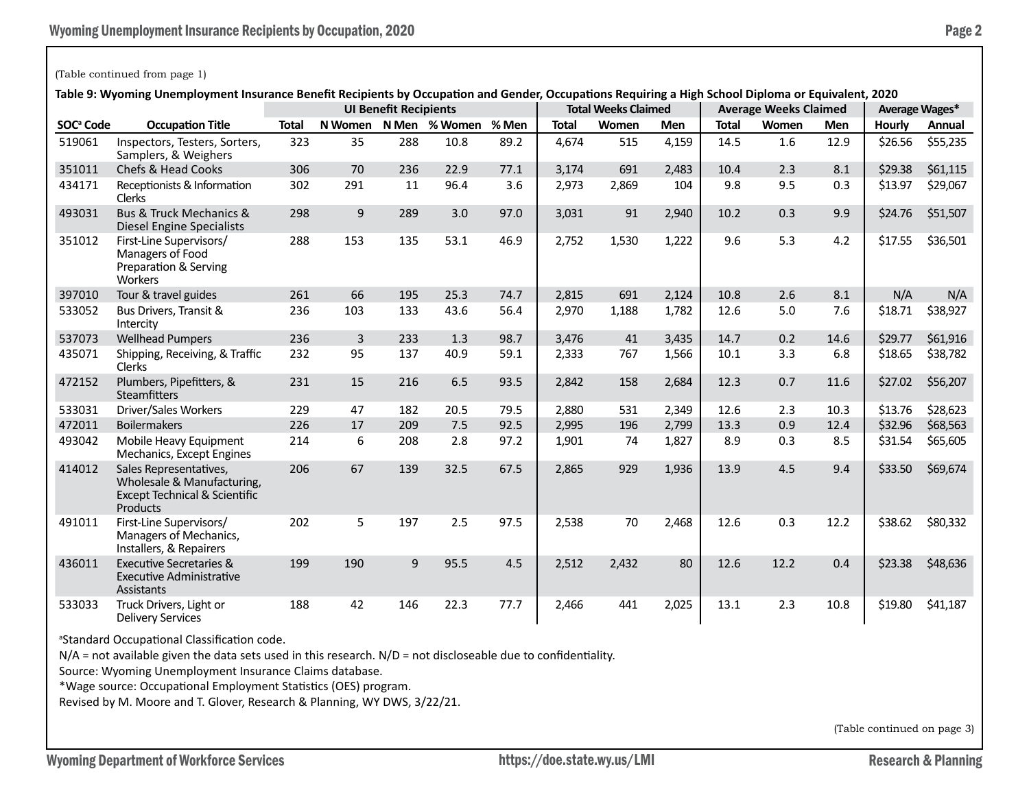(Table continued from page 1)

**Table 9: Wyoming Unemployment Insurance Benefit Recipients by Occupation and Gender, Occupations Requiring a High School Diploma or Equivalent, 2020**

| | | UI Benefit Recipients | | | | | Total Weeks Claimed | | | Average Weeks Claimed | | | Average Wages* | |
|---|---|---|---|---|---|---|---|---|---|---|---|---|---|---|
| SOC[a] Code | Occupation Title | Total | N Women | N Men | % Women | % Men | Total | Women | Men | Total | Women | Men | Hourly | Annual |
| 519061 | Inspectors, Testers, Sorters, Samplers, & Weighers | 323 | 35 | 288 | 10.8 | 89.2 | 4,674 | 515 | 4,159 | 14.5 | 1.6 | 12.9 | $26.56 | $55,235 |
| 351011 | Chefs & Head Cooks | 306 | 70 | 236 | 22.9 | 77.1 | 3,174 | 691 | 2,483 | 10.4 | 2.3 | 8.1 | $29.38 | $61,115 |
| 434171 | Receptionists & Information Clerks | 302 | 291 | 11 | 96.4 | 3.6 | 2,973 | 2,869 | 104 | 9.8 | 9.5 | 0.3 | $13.97 | $29,067 |
| 493031 | Bus & Truck Mechanics & Diesel Engine Specialists | 298 | 9 | 289 | 3.0 | 97.0 | 3,031 | 91 | 2,940 | 10.2 | 0.3 | 9.9 | $24.76 | $51,507 |
| 351012 | First-Line Supervisors/ Managers of Food Preparation & Serving Workers | 288 | 153 | 135 | 53.1 | 46.9 | 2,752 | 1,530 | 1,222 | 9.6 | 5.3 | 4.2 | $17.55 | $36,501 |
| 397010 | Tour & travel guides | 261 | 66 | 195 | 25.3 | 74.7 | 2,815 | 691 | 2,124 | 10.8 | 2.6 | 8.1 | N/A | N/A |
| 533052 | Bus Drivers, Transit & Intercity | 236 | 103 | 133 | 43.6 | 56.4 | 2,970 | 1,188 | 1,782 | 12.6 | 5.0 | 7.6 | $18.71 | $38,927 |
| 537073 | Wellhead Pumpers | 236 | 3 | 233 | 1.3 | 98.7 | 3,476 | 41 | 3,435 | 14.7 | 0.2 | 14.6 | $29.77 | $61,916 |
| 435071 | Shipping, Receiving, & Traffic Clerks | 232 | 95 | 137 | 40.9 | 59.1 | 2,333 | 767 | 1,566 | 10.1 | 3.3 | 6.8 | $18.65 | $38,782 |
| 472152 | Plumbers, Pipefitters, & Steamfitters | 231 | 15 | 216 | 6.5 | 93.5 | 2,842 | 158 | 2,684 | 12.3 | 0.7 | 11.6 | $27.02 | $56,207 |
| 533031 | Driver/Sales Workers | 229 | 47 | 182 | 20.5 | 79.5 | 2,880 | 531 | 2,349 | 12.6 | 2.3 | 10.3 | $13.76 | $28,623 |
| 472011 | Boilermakers | 226 | 17 | 209 | 7.5 | 92.5 | 2,995 | 196 | 2,799 | 13.3 | 0.9 | 12.4 | $32.96 | $68,563 |
| 493042 | Mobile Heavy Equipment Mechanics, Except Engines | 214 | 6 | 208 | 2.8 | 97.2 | 1,901 | 74 | 1,827 | 8.9 | 0.3 | 8.5 | $31.54 | $65,605 |
| 414012 | Sales Representatives, Wholesale & Manufacturing, Except Technical & Scientific Products | 206 | 67 | 139 | 32.5 | 67.5 | 2,865 | 929 | 1,936 | 13.9 | 4.5 | 9.4 | $33.50 | $69,674 |
| 491011 | First-Line Supervisors/ Managers of Mechanics, Installers, & Repairers | 202 | 5 | 197 | 2.5 | 97.5 | 2,538 | 70 | 2,468 | 12.6 | 0.3 | 12.2 | $38.62 | $80,332 |
| 436011 | Executive Secretaries & Executive Administrative Assistants | 199 | 190 | 9 | 95.5 | 4.5 | 2,512 | 2,432 | 80 | 12.6 | 12.2 | 0.4 | $23.38 | $48,636 |
| 533033 | Truck Drivers, Light or Delivery Services | 188 | 42 | 146 | 22.3 | 77.7 | 2,466 | 441 | 2,025 | 13.1 | 2.3 | 10.8 | $19.80 | $41,187 |

[a]Standard Occupational Classification code.

N/A = not available given the data sets used in this research. N/D = not discloseable due to confidentiality.

Source: Wyoming Unemployment Insurance Claims database.

*Wage source: Occupational Employment Statistics (OES) program.

Revised by M. Moore and T. Glover, Research & Planning, WY DWS, 3/22/21.

(Table continued on page 3)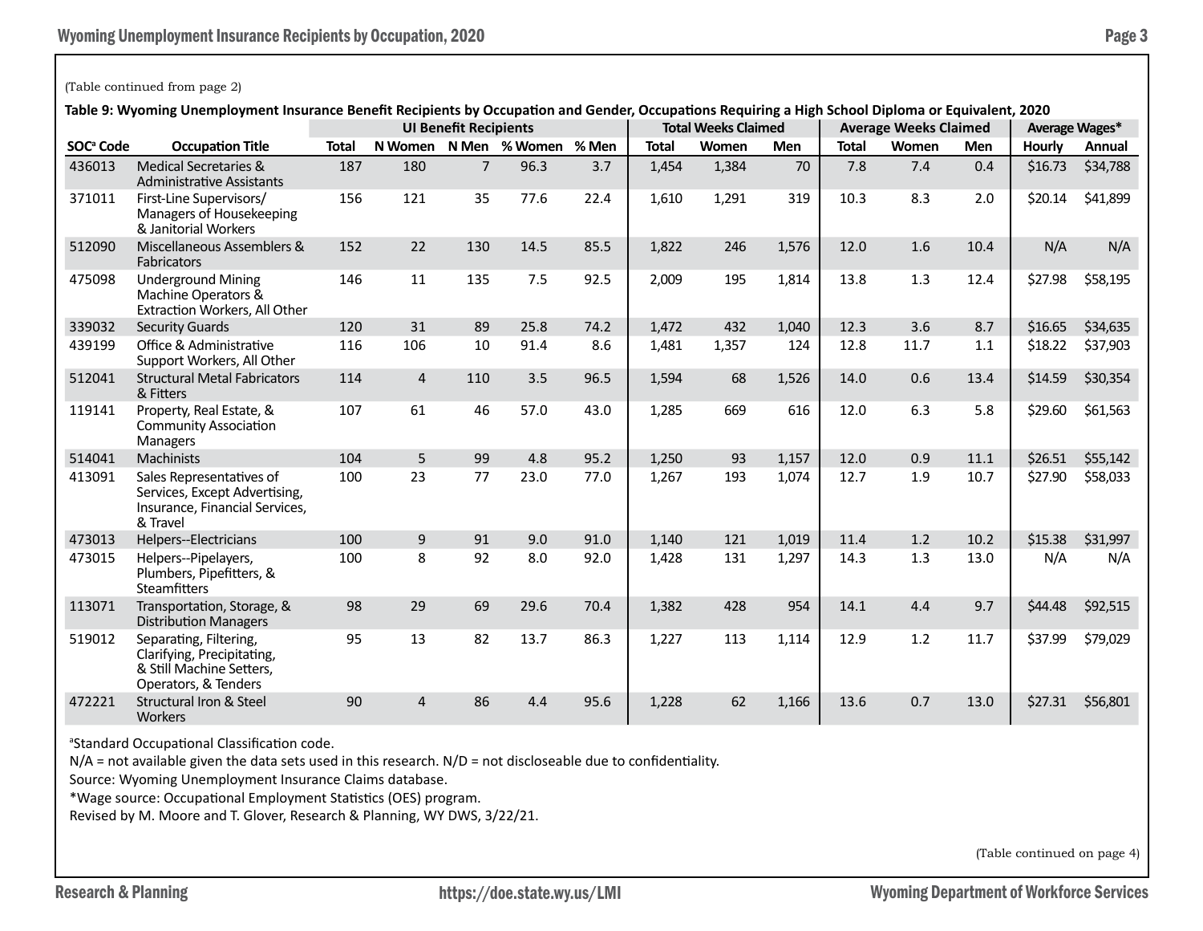(Table continued from page 2)

**Table 9: Wyoming Unemployment Insurance Benefit Recipients by Occupation and Gender, Occupations Requiring a High School Diploma or Equivalent, 2020**

| | | UI Benefit Recipients | | | | | Total Weeks Claimed | | | Average Weeks Claimed | | | Average Wages* | |
|---|---|---|---|---|---|---|---|---|---|---|---|---|---|---|
| SOC[a] Code | Occupation Title | Total | N Women | N Men | % Women | % Men | Total | Women | Men | Total | Women | Men | Hourly | Annual |
| 436013 | Medical Secretaries & Administrative Assistants | 187 | 180 | 7 | 96.3 | 3.7 | 1,454 | 1,384 | 70 | 7.8 | 7.4 | 0.4 | $16.73 | $34,788 |
| 371011 | First-Line Supervisors/ Managers of Housekeeping & Janitorial Workers | 156 | 121 | 35 | 77.6 | 22.4 | 1,610 | 1,291 | 319 | 10.3 | 8.3 | 2.0 | $20.14 | $41,899 |
| 512090 | Miscellaneous Assemblers & Fabricators | 152 | 22 | 130 | 14.5 | 85.5 | 1,822 | 246 | 1,576 | 12.0 | 1.6 | 10.4 | N/A | N/A |
| 475098 | Underground Mining Machine Operators & Extraction Workers, All Other | 146 | 11 | 135 | 7.5 | 92.5 | 2,009 | 195 | 1,814 | 13.8 | 1.3 | 12.4 | $27.98 | $58,195 |
| 339032 | Security Guards | 120 | 31 | 89 | 25.8 | 74.2 | 1,472 | 432 | 1,040 | 12.3 | 3.6 | 8.7 | $16.65 | $34,635 |
| 439199 | Office & Administrative Support Workers, All Other | 116 | 106 | 10 | 91.4 | 8.6 | 1,481 | 1,357 | 124 | 12.8 | 11.7 | 1.1 | $18.22 | $37,903 |
| 512041 | Structural Metal Fabricators & Fitters | 114 | 4 | 110 | 3.5 | 96.5 | 1,594 | 68 | 1,526 | 14.0 | 0.6 | 13.4 | $14.59 | $30,354 |
| 119141 | Property, Real Estate, & Community Association Managers | 107 | 61 | 46 | 57.0 | 43.0 | 1,285 | 669 | 616 | 12.0 | 6.3 | 5.8 | $29.60 | $61,563 |
| 514041 | Machinists | 104 | 5 | 99 | 4.8 | 95.2 | 1,250 | 93 | 1,157 | 12.0 | 0.9 | 11.1 | $26.51 | $55,142 |
| 413091 | Sales Representatives of Services, Except Advertising, Insurance, Financial Services, & Travel | 100 | 23 | 77 | 23.0 | 77.0 | 1,267 | 193 | 1,074 | 12.7 | 1.9 | 10.7 | $27.90 | $58,033 |
| 473013 | Helpers--Electricians | 100 | 9 | 91 | 9.0 | 91.0 | 1,140 | 121 | 1,019 | 11.4 | 1.2 | 10.2 | $15.38 | $31,997 |
| 473015 | Helpers--Pipelayers, Plumbers, Pipefitters, & Steamfitters | 100 | 8 | 92 | 8.0 | 92.0 | 1,428 | 131 | 1,297 | 14.3 | 1.3 | 13.0 | N/A | N/A |
| 113071 | Transportation, Storage, & Distribution Managers | 98 | 29 | 69 | 29.6 | 70.4 | 1,382 | 428 | 954 | 14.1 | 4.4 | 9.7 | $44.48 | $92,515 |
| 519012 | Separating, Filtering, Clarifying, Precipitating, & Still Machine Setters, Operators, & Tenders | 95 | 13 | 82 | 13.7 | 86.3 | 1,227 | 113 | 1,114 | 12.9 | 1.2 | 11.7 | $37.99 | $79,029 |
| 472221 | Structural Iron & Steel Workers | 90 | 4 | 86 | 4.4 | 95.6 | 1,228 | 62 | 1,166 | 13.6 | 0.7 | 13.0 | $27.31 | $56,801 |

[a]Standard Occupational Classification code.

N/A = not available given the data sets used in this research. N/D = not discloseable due to confidentiality.

Source: Wyoming Unemployment Insurance Claims database.

*Wage source: Occupational Employment Statistics (OES) program.

Revised by M. Moore and T. Glover, Research & Planning, WY DWS, 3/22/21.

(Table continued on page 4)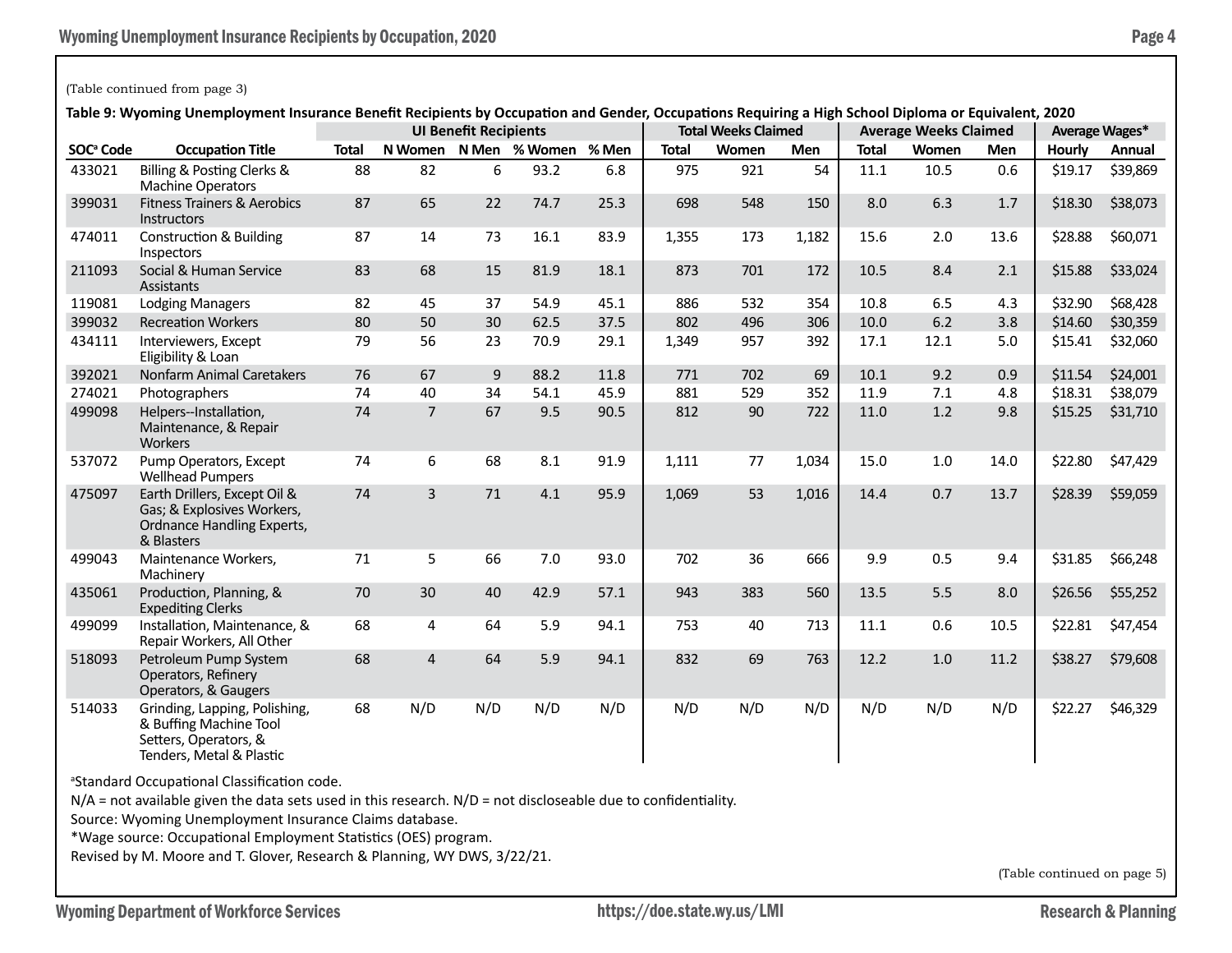(Table continued from page 3)

**Table 9: Wyoming Unemployment Insurance Benefit Recipients by Occupation and Gender, Occupations Requiring a High School Diploma or Equivalent, 2020**

| | | UI Benefit Recipients | | | | | Total Weeks Claimed | | | Average Weeks Claimed | | | Average Wages* | |
|---|---|---|---|---|---|---|---|---|---|---|---|---|---|---|
| SOC[a] Code | Occupation Title | Total | N Women | N Men | % Women | % Men | Total | Women | Men | Total | Women | Men | Hourly | Annual |
| 433021 | Billing & Posting Clerks & Machine Operators | 88 | 82 | 6 | 93.2 | 6.8 | 975 | 921 | 54 | 11.1 | 10.5 | 0.6 | $19.17 | $39,869 |
| 399031 | Fitness Trainers & Aerobics Instructors | 87 | 65 | 22 | 74.7 | 25.3 | 698 | 548 | 150 | 8.0 | 6.3 | 1.7 | $18.30 | $38,073 |
| 474011 | Construction & Building Inspectors | 87 | 14 | 73 | 16.1 | 83.9 | 1,355 | 173 | 1,182 | 15.6 | 2.0 | 13.6 | $28.88 | $60,071 |
| 211093 | Social & Human Service Assistants | 83 | 68 | 15 | 81.9 | 18.1 | 873 | 701 | 172 | 10.5 | 8.4 | 2.1 | $15.88 | $33,024 |
| 119081 | Lodging Managers | 82 | 45 | 37 | 54.9 | 45.1 | 886 | 532 | 354 | 10.8 | 6.5 | 4.3 | $32.90 | $68,428 |
| 399032 | Recreation Workers | 80 | 50 | 30 | 62.5 | 37.5 | 802 | 496 | 306 | 10.0 | 6.2 | 3.8 | $14.60 | $30,359 |
| 434111 | Interviewers, Except Eligibility & Loan | 79 | 56 | 23 | 70.9 | 29.1 | 1,349 | 957 | 392 | 17.1 | 12.1 | 5.0 | $15.41 | $32,060 |
| 392021 | Nonfarm Animal Caretakers | 76 | 67 | 9 | 88.2 | 11.8 | 771 | 702 | 69 | 10.1 | 9.2 | 0.9 | $11.54 | $24,001 |
| 274021 | Photographers | 74 | 40 | 34 | 54.1 | 45.9 | 881 | 529 | 352 | 11.9 | 7.1 | 4.8 | $18.31 | $38,079 |
| 499098 | Helpers--Installation, Maintenance, & Repair Workers | 74 | 7 | 67 | 9.5 | 90.5 | 812 | 90 | 722 | 11.0 | 1.2 | 9.8 | $15.25 | $31,710 |
| 537072 | Pump Operators, Except Wellhead Pumpers | 74 | 6 | 68 | 8.1 | 91.9 | 1,111 | 77 | 1,034 | 15.0 | 1.0 | 14.0 | $22.80 | $47,429 |
| 475097 | Earth Drillers, Except Oil & Gas; & Explosives Workers, Ordnance Handling Experts, & Blasters | 74 | 3 | 71 | 4.1 | 95.9 | 1,069 | 53 | 1,016 | 14.4 | 0.7 | 13.7 | $28.39 | $59,059 |
| 499043 | Maintenance Workers, Machinery | 71 | 5 | 66 | 7.0 | 93.0 | 702 | 36 | 666 | 9.9 | 0.5 | 9.4 | $31.85 | $66,248 |
| 435061 | Production, Planning, & Expediting Clerks | 70 | 30 | 40 | 42.9 | 57.1 | 943 | 383 | 560 | 13.5 | 5.5 | 8.0 | $26.56 | $55,252 |
| 499099 | Installation, Maintenance, & Repair Workers, All Other | 68 | 4 | 64 | 5.9 | 94.1 | 753 | 40 | 713 | 11.1 | 0.6 | 10.5 | $22.81 | $47,454 |
| 518093 | Petroleum Pump System Operators, Refinery Operators, & Gaugers | 68 | 4 | 64 | 5.9 | 94.1 | 832 | 69 | 763 | 12.2 | 1.0 | 11.2 | $38.27 | $79,608 |
| 514033 | Grinding, Lapping, Polishing, & Buffing Machine Tool Setters, Operators, & Tenders, Metal & Plastic | 68 | N/D | N/D | N/D | N/D | N/D | N/D | N/D | N/D | N/D | N/D | $22.27 | $46,329 |

[a]Standard Occupational Classification code.

N/A = not available given the data sets used in this research. N/D = not discloseable due to confidentiality.

Source: Wyoming Unemployment Insurance Claims database.

*Wage source: Occupational Employment Statistics (OES) program.

Revised by M. Moore and T. Glover, Research & Planning, WY DWS, 3/22/21.

(Table continued on page 5)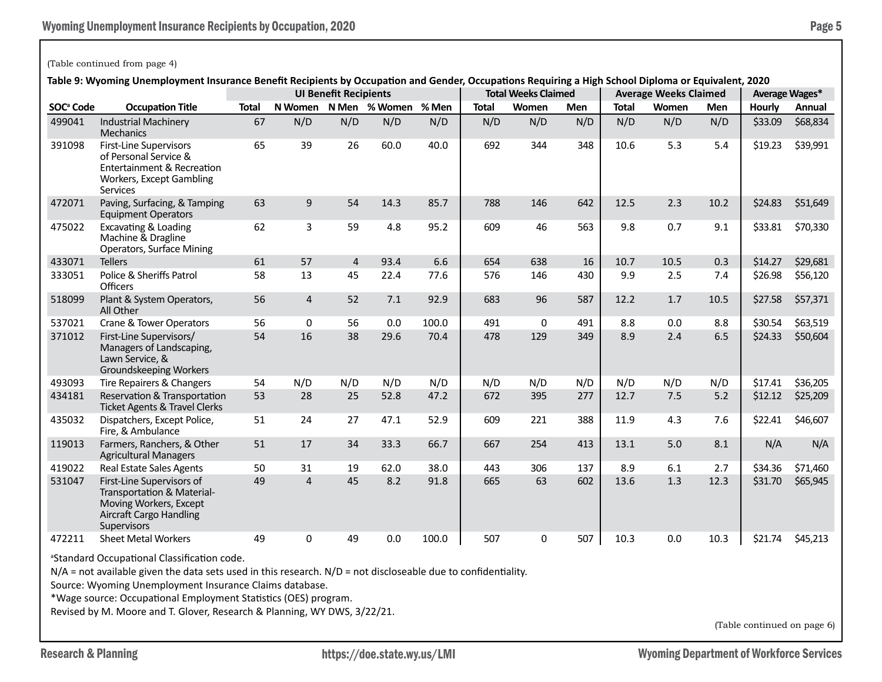(Table continued from page 4)

**Table 9: Wyoming Unemployment Insurance Benefit Recipients by Occupation and Gender, Occupations Requiring a High School Diploma or Equivalent, 2020**

| | | UI Benefit Recipients | | | | | Total Weeks Claimed | | | Average Weeks Claimed | | | Average Wages* | |
|---|---|---|---|---|---|---|---|---|---|---|---|---|---|---|
| SOC[a] Code | Occupation Title | Total | N Women | N Men | % Women | % Men | Total | Women | Men | Total | Women | Men | Hourly | Annual |
| 499041 | Industrial Machinery Mechanics | 67 | N/D | N/D | N/D | N/D | N/D | N/D | N/D | N/D | N/D | N/D | $33.09 | $68,834 |
| 391098 | First-Line Supervisors of Personal Service & Entertainment & Recreation Workers, Except Gambling Services | 65 | 39 | 26 | 60.0 | 40.0 | 692 | 344 | 348 | 10.6 | 5.3 | 5.4 | $19.23 | $39,991 |
| 472071 | Paving, Surfacing, & Tamping Equipment Operators | 63 | 9 | 54 | 14.3 | 85.7 | 788 | 146 | 642 | 12.5 | 2.3 | 10.2 | $24.83 | $51,649 |
| 475022 | Excavating & Loading Machine & Dragline Operators, Surface Mining | 62 | 3 | 59 | 4.8 | 95.2 | 609 | 46 | 563 | 9.8 | 0.7 | 9.1 | $33.81 | $70,330 |
| 433071 | Tellers | 61 | 57 | 4 | 93.4 | 6.6 | 654 | 638 | 16 | 10.7 | 10.5 | 0.3 | $14.27 | $29,681 |
| 333051 | Police & Sheriffs Patrol Officers | 58 | 13 | 45 | 22.4 | 77.6 | 576 | 146 | 430 | 9.9 | 2.5 | 7.4 | $26.98 | $56,120 |
| 518099 | Plant & System Operators, All Other | 56 | 4 | 52 | 7.1 | 92.9 | 683 | 96 | 587 | 12.2 | 1.7 | 10.5 | $27.58 | $57,371 |
| 537021 | Crane & Tower Operators | 56 | 0 | 56 | 0.0 | 100.0 | 491 | 0 | 491 | 8.8 | 0.0 | 8.8 | $30.54 | $63,519 |
| 371012 | First-Line Supervisors/ Managers of Landscaping, Lawn Service, & Groundskeeping Workers | 54 | 16 | 38 | 29.6 | 70.4 | 478 | 129 | 349 | 8.9 | 2.4 | 6.5 | $24.33 | $50,604 |
| 493093 | Tire Repairers & Changers | 54 | N/D | N/D | N/D | N/D | N/D | N/D | N/D | N/D | N/D | N/D | $17.41 | $36,205 |
| 434181 | Reservation & Transportation Ticket Agents & Travel Clerks | 53 | 28 | 25 | 52.8 | 47.2 | 672 | 395 | 277 | 12.7 | 7.5 | 5.2 | $12.12 | $25,209 |
| 435032 | Dispatchers, Except Police, Fire, & Ambulance | 51 | 24 | 27 | 47.1 | 52.9 | 609 | 221 | 388 | 11.9 | 4.3 | 7.6 | $22.41 | $46,607 |
| 119013 | Farmers, Ranchers, & Other Agricultural Managers | 51 | 17 | 34 | 33.3 | 66.7 | 667 | 254 | 413 | 13.1 | 5.0 | 8.1 | N/A | N/A |
| 419022 | Real Estate Sales Agents | 50 | 31 | 19 | 62.0 | 38.0 | 443 | 306 | 137 | 8.9 | 6.1 | 2.7 | $34.36 | $71,460 |
| 531047 | First-Line Supervisors of Transportation & Material-Moving Workers, Except Aircraft Cargo Handling Supervisors | 49 | 4 | 45 | 8.2 | 91.8 | 665 | 63 | 602 | 13.6 | 1.3 | 12.3 | $31.70 | $65,945 |
| 472211 | Sheet Metal Workers | 49 | 0 | 49 | 0.0 | 100.0 | 507 | 0 | 507 | 10.3 | 0.0 | 10.3 | $21.74 | $45,213 |

[a]Standard Occupational Classification code.

N/A = not available given the data sets used in this research. N/D = not discloseable due to confidentiality.

Source: Wyoming Unemployment Insurance Claims database.

*Wage source: Occupational Employment Statistics (OES) program.

Revised by M. Moore and T. Glover, Research & Planning, WY DWS, 3/22/21.

(Table continued on page 6)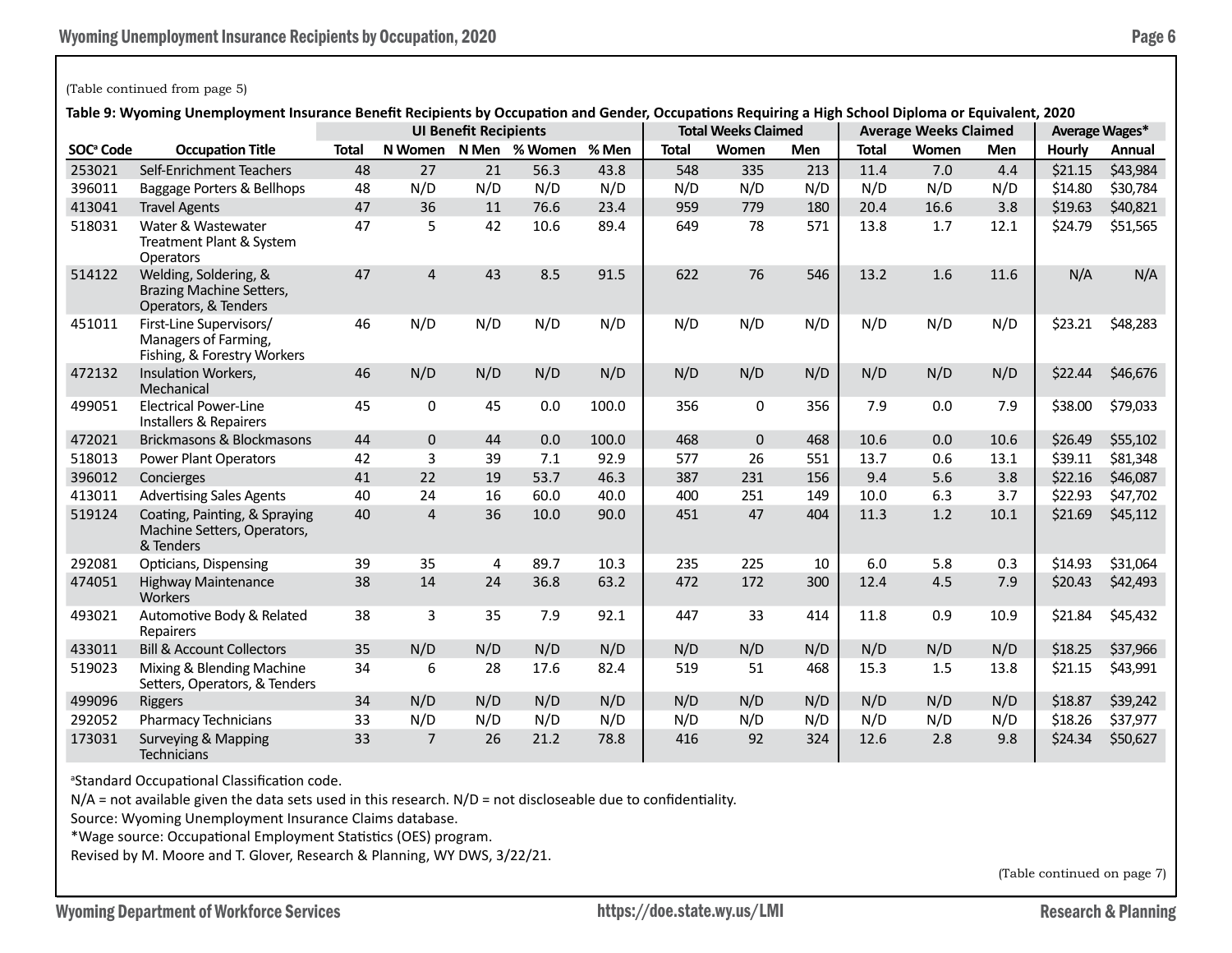(Table continued from page 5)

**Table 9: Wyoming Unemployment Insurance Benefit Recipients by Occupation and Gender, Occupations Requiring a High School Diploma or Equivalent, 2020**

| | | UI Benefit Recipients | | | | | Total Weeks Claimed | | | Average Weeks Claimed | | | Average Wages* | |
|---|---|---|---|---|---|---|---|---|---|---|---|---|---|---|
| SOC[a] Code | Occupation Title | Total | N Women | N Men | % Women | % Men | Total | Women | Men | Total | Women | Men | Hourly | Annual |
| 253021 | Self-Enrichment Teachers | 48 | 27 | 21 | 56.3 | 43.8 | 548 | 335 | 213 | 11.4 | 7.0 | 4.4 | $21.15 | $43,984 |
| 396011 | Baggage Porters & Bellhops | 48 | N/D | N/D | N/D | N/D | N/D | N/D | N/D | N/D | N/D | N/D | $14.80 | $30,784 |
| 413041 | Travel Agents | 47 | 36 | 11 | 76.6 | 23.4 | 959 | 779 | 180 | 20.4 | 16.6 | 3.8 | $19.63 | $40,821 |
| 518031 | Water & Wastewater Treatment Plant & System Operators | 47 | 5 | 42 | 10.6 | 89.4 | 649 | 78 | 571 | 13.8 | 1.7 | 12.1 | $24.79 | $51,565 |
| 514122 | Welding, Soldering, & Brazing Machine Setters, Operators, & Tenders | 47 | 4 | 43 | 8.5 | 91.5 | 622 | 76 | 546 | 13.2 | 1.6 | 11.6 | N/A | N/A |
| 451011 | First-Line Supervisors/ Managers of Farming, Fishing, & Forestry Workers | 46 | N/D | N/D | N/D | N/D | N/D | N/D | N/D | N/D | N/D | N/D | $23.21 | $48,283 |
| 472132 | Insulation Workers, Mechanical | 46 | N/D | N/D | N/D | N/D | N/D | N/D | N/D | N/D | N/D | N/D | $22.44 | $46,676 |
| 499051 | Electrical Power-Line Installers & Repairers | 45 | 0 | 45 | 0.0 | 100.0 | 356 | 0 | 356 | 7.9 | 0.0 | 7.9 | $38.00 | $79,033 |
| 472021 | Brickmasons & Blockmasons | 44 | 0 | 44 | 0.0 | 100.0 | 468 | 0 | 468 | 10.6 | 0.0 | 10.6 | $26.49 | $55,102 |
| 518013 | Power Plant Operators | 42 | 3 | 39 | 7.1 | 92.9 | 577 | 26 | 551 | 13.7 | 0.6 | 13.1 | $39.11 | $81,348 |
| 396012 | Concierges | 41 | 22 | 19 | 53.7 | 46.3 | 387 | 231 | 156 | 9.4 | 5.6 | 3.8 | $22.16 | $46,087 |
| 413011 | Advertising Sales Agents | 40 | 24 | 16 | 60.0 | 40.0 | 400 | 251 | 149 | 10.0 | 6.3 | 3.7 | $22.93 | $47,702 |
| 519124 | Coating, Painting, & Spraying Machine Setters, Operators, & Tenders | 40 | 4 | 36 | 10.0 | 90.0 | 451 | 47 | 404 | 11.3 | 1.2 | 10.1 | $21.69 | $45,112 |
| 292081 | Opticians, Dispensing | 39 | 35 | 4 | 89.7 | 10.3 | 235 | 225 | 10 | 6.0 | 5.8 | 0.3 | $14.93 | $31,064 |
| 474051 | Highway Maintenance Workers | 38 | 14 | 24 | 36.8 | 63.2 | 472 | 172 | 300 | 12.4 | 4.5 | 7.9 | $20.43 | $42,493 |
| 493021 | Automotive Body & Related Repairers | 38 | 3 | 35 | 7.9 | 92.1 | 447 | 33 | 414 | 11.8 | 0.9 | 10.9 | $21.84 | $45,432 |
| 433011 | Bill & Account Collectors | 35 | N/D | N/D | N/D | N/D | N/D | N/D | N/D | N/D | N/D | N/D | $18.25 | $37,966 |
| 519023 | Mixing & Blending Machine Setters, Operators, & Tenders | 34 | 6 | 28 | 17.6 | 82.4 | 519 | 51 | 468 | 15.3 | 1.5 | 13.8 | $21.15 | $43,991 |
| 499096 | Riggers | 34 | N/D | N/D | N/D | N/D | N/D | N/D | N/D | N/D | N/D | N/D | $18.87 | $39,242 |
| 292052 | Pharmacy Technicians | 33 | N/D | N/D | N/D | N/D | N/D | N/D | N/D | N/D | N/D | N/D | $18.26 | $37,977 |
| 173031 | Surveying & Mapping Technicians | 33 | 7 | 26 | 21.2 | 78.8 | 416 | 92 | 324 | 12.6 | 2.8 | 9.8 | $24.34 | $50,627 |

[a]Standard Occupational Classification code.

N/A = not available given the data sets used in this research. N/D = not discloseable due to confidentiality.

Source: Wyoming Unemployment Insurance Claims database.

*Wage source: Occupational Employment Statistics (OES) program.

Revised by M. Moore and T. Glover, Research & Planning, WY DWS, 3/22/21.

(Table continued on page 7)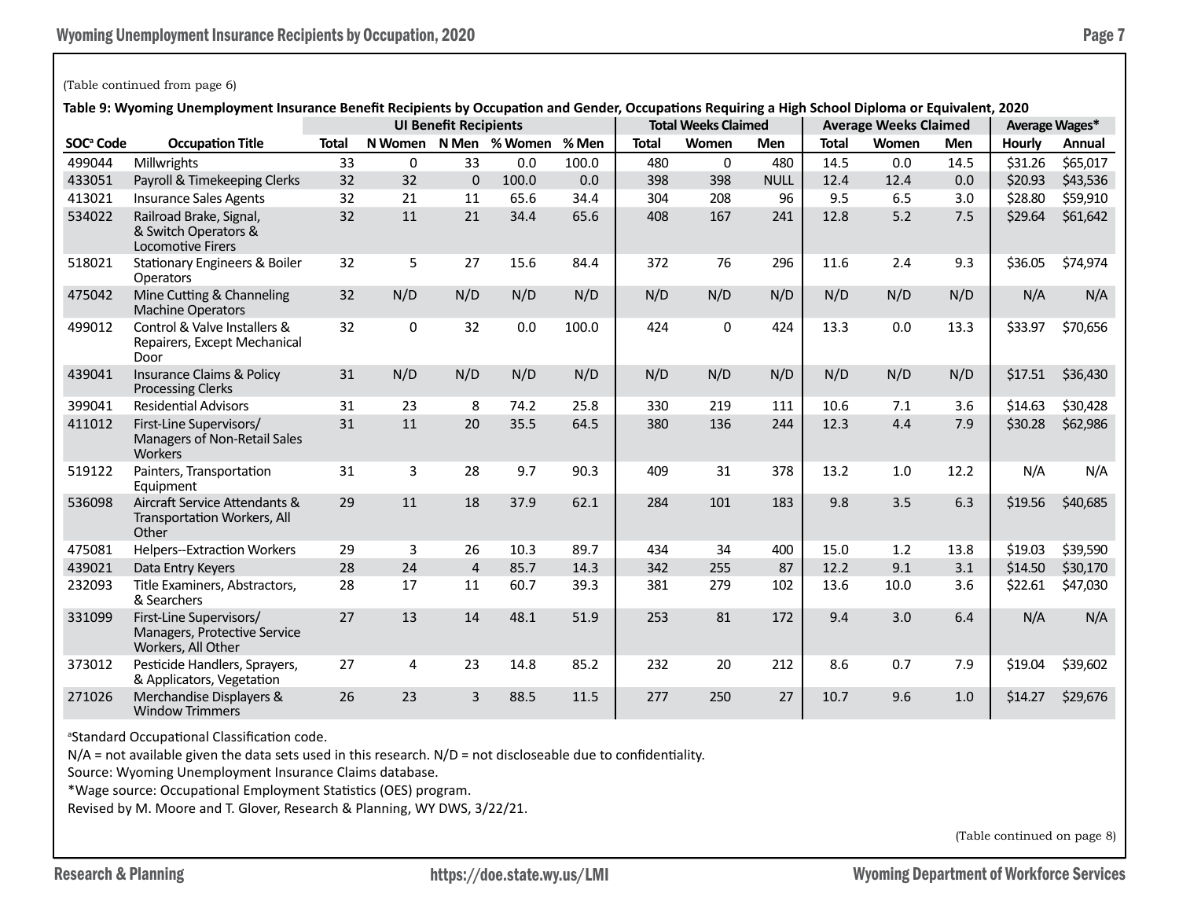(Table continued from page 6)

**Table 9: Wyoming Unemployment Insurance Benefit Recipients by Occupation and Gender, Occupations Requiring a High School Diploma or Equivalent, 2020**

| | | UI Benefit Recipients | | | | | Total Weeks Claimed | | | Average Weeks Claimed | | | Average Wages* | |
|---|---|---|---|---|---|---|---|---|---|---|---|---|---|---|
| SOC[a] Code | Occupation Title | Total | N Women | N Men | % Women | % Men | Total | Women | Men | Total | Women | Men | Hourly | Annual |
| 499044 | Millwrights | 33 | 0 | 33 | 0.0 | 100.0 | 480 | 0 | 480 | 14.5 | 0.0 | 14.5 | $31.26 | $65,017 |
| 433051 | Payroll & Timekeeping Clerks | 32 | 32 | 0 | 100.0 | 0.0 | 398 | 398 | NULL | 12.4 | 12.4 | 0.0 | $20.93 | $43,536 |
| 413021 | Insurance Sales Agents | 32 | 21 | 11 | 65.6 | 34.4 | 304 | 208 | 96 | 9.5 | 6.5 | 3.0 | $28.80 | $59,910 |
| 534022 | Railroad Brake, Signal, & Switch Operators & Locomotive Firers | 32 | 11 | 21 | 34.4 | 65.6 | 408 | 167 | 241 | 12.8 | 5.2 | 7.5 | $29.64 | $61,642 |
| 518021 | Stationary Engineers & Boiler Operators | 32 | 5 | 27 | 15.6 | 84.4 | 372 | 76 | 296 | 11.6 | 2.4 | 9.3 | $36.05 | $74,974 |
| 475042 | Mine Cutting & Channeling Machine Operators | 32 | N/D | N/D | N/D | N/D | N/D | N/D | N/D | N/D | N/D | N/D | N/A | N/A |
| 499012 | Control & Valve Installers & Repairers, Except Mechanical Door | 32 | 0 | 32 | 0.0 | 100.0 | 424 | 0 | 424 | 13.3 | 0.0 | 13.3 | $33.97 | $70,656 |
| 439041 | Insurance Claims & Policy Processing Clerks | 31 | N/D | N/D | N/D | N/D | N/D | N/D | N/D | N/D | N/D | N/D | $17.51 | $36,430 |
| 399041 | Residential Advisors | 31 | 23 | 8 | 74.2 | 25.8 | 330 | 219 | 111 | 10.6 | 7.1 | 3.6 | $14.63 | $30,428 |
| 411012 | First-Line Supervisors/ Managers of Non-Retail Sales Workers | 31 | 11 | 20 | 35.5 | 64.5 | 380 | 136 | 244 | 12.3 | 4.4 | 7.9 | $30.28 | $62,986 |
| 519122 | Painters, Transportation Equipment | 31 | 3 | 28 | 9.7 | 90.3 | 409 | 31 | 378 | 13.2 | 1.0 | 12.2 | N/A | N/A |
| 536098 | Aircraft Service Attendants & Transportation Workers, All Other | 29 | 11 | 18 | 37.9 | 62.1 | 284 | 101 | 183 | 9.8 | 3.5 | 6.3 | $19.56 | $40,685 |
| 475081 | Helpers--Extraction Workers | 29 | 3 | 26 | 10.3 | 89.7 | 434 | 34 | 400 | 15.0 | 1.2 | 13.8 | $19.03 | $39,590 |
| 439021 | Data Entry Keyers | 28 | 24 | 4 | 85.7 | 14.3 | 342 | 255 | 87 | 12.2 | 9.1 | 3.1 | $14.50 | $30,170 |
| 232093 | Title Examiners, Abstractors, & Searchers | 28 | 17 | 11 | 60.7 | 39.3 | 381 | 279 | 102 | 13.6 | 10.0 | 3.6 | $22.61 | $47,030 |
| 331099 | First-Line Supervisors/ Managers, Protective Service Workers, All Other | 27 | 13 | 14 | 48.1 | 51.9 | 253 | 81 | 172 | 9.4 | 3.0 | 6.4 | N/A | N/A |
| 373012 | Pesticide Handlers, Sprayers, & Applicators, Vegetation | 27 | 4 | 23 | 14.8 | 85.2 | 232 | 20 | 212 | 8.6 | 0.7 | 7.9 | $19.04 | $39,602 |
| 271026 | Merchandise Displayers & Window Trimmers | 26 | 23 | 3 | 88.5 | 11.5 | 277 | 250 | 27 | 10.7 | 9.6 | 1.0 | $14.27 | $29,676 |

[a]Standard Occupational Classification code.

N/A = not available given the data sets used in this research. N/D = not discloseable due to confidentiality.

Source: Wyoming Unemployment Insurance Claims database.

*Wage source: Occupational Employment Statistics (OES) program.

Revised by M. Moore and T. Glover, Research & Planning, WY DWS, 3/22/21.

(Table continued on page 8)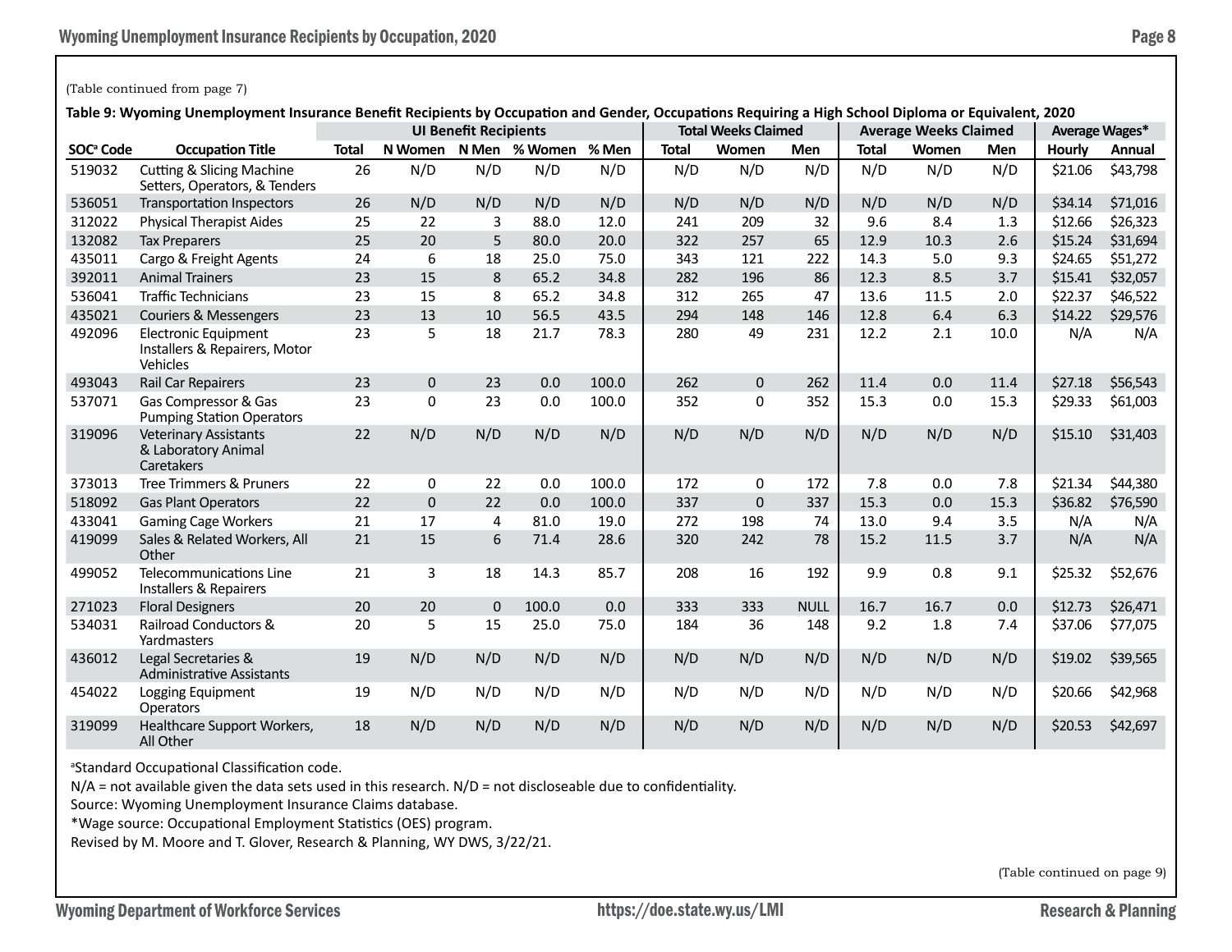(Table continued from page 7)

**Table 9: Wyoming Unemployment Insurance Benefit Recipients by Occupation and Gender, Occupations Requiring a High School Diploma or Equivalent, 2020**

| | | UI Benefit Recipients | | | | | Total Weeks Claimed | | | Average Weeks Claimed | | | Average Wages* | |
|---|---|---|---|---|---|---|---|---|---|---|---|---|---|---|
| SOC[a] Code | Occupation Title | Total | N Women | N Men | % Women | % Men | Total | Women | Men | Total | Women | Men | Hourly | Annual |
| 519032 | Cutting & Slicing Machine Setters, Operators, & Tenders | 26 | N/D | N/D | N/D | N/D | N/D | N/D | N/D | N/D | N/D | N/D | $21.06 | $43,798 |
| 536051 | Transportation Inspectors | 26 | N/D | N/D | N/D | N/D | N/D | N/D | N/D | N/D | N/D | N/D | $34.14 | $71,016 |
| 312022 | Physical Therapist Aides | 25 | 22 | 3 | 88.0 | 12.0 | 241 | 209 | 32 | 9.6 | 8.4 | 1.3 | $12.66 | $26,323 |
| 132082 | Tax Preparers | 25 | 20 | 5 | 80.0 | 20.0 | 322 | 257 | 65 | 12.9 | 10.3 | 2.6 | $15.24 | $31,694 |
| 435011 | Cargo & Freight Agents | 24 | 6 | 18 | 25.0 | 75.0 | 343 | 121 | 222 | 14.3 | 5.0 | 9.3 | $24.65 | $51,272 |
| 392011 | Animal Trainers | 23 | 15 | 8 | 65.2 | 34.8 | 282 | 196 | 86 | 12.3 | 8.5 | 3.7 | $15.41 | $32,057 |
| 536041 | Traffic Technicians | 23 | 15 | 8 | 65.2 | 34.8 | 312 | 265 | 47 | 13.6 | 11.5 | 2.0 | $22.37 | $46,522 |
| 435021 | Couriers & Messengers | 23 | 13 | 10 | 56.5 | 43.5 | 294 | 148 | 146 | 12.8 | 6.4 | 6.3 | $14.22 | $29,576 |
| 492096 | Electronic Equipment Installers & Repairers, Motor Vehicles | 23 | 5 | 18 | 21.7 | 78.3 | 280 | 49 | 231 | 12.2 | 2.1 | 10.0 | N/A | N/A |
| 493043 | Rail Car Repairers | 23 | 0 | 23 | 0.0 | 100.0 | 262 | 0 | 262 | 11.4 | 0.0 | 11.4 | $27.18 | $56,543 |
| 537071 | Gas Compressor & Gas Pumping Station Operators | 23 | 0 | 23 | 0.0 | 100.0 | 352 | 0 | 352 | 15.3 | 0.0 | 15.3 | $29.33 | $61,003 |
| 319096 | Veterinary Assistants & Laboratory Animal Caretakers | 22 | N/D | N/D | N/D | N/D | N/D | N/D | N/D | N/D | N/D | N/D | $15.10 | $31,403 |
| 373013 | Tree Trimmers & Pruners | 22 | 0 | 22 | 0.0 | 100.0 | 172 | 0 | 172 | 7.8 | 0.0 | 7.8 | $21.34 | $44,380 |
| 518092 | Gas Plant Operators | 22 | 0 | 22 | 0.0 | 100.0 | 337 | 0 | 337 | 15.3 | 0.0 | 15.3 | $36.82 | $76,590 |
| 433041 | Gaming Cage Workers | 21 | 17 | 4 | 81.0 | 19.0 | 272 | 198 | 74 | 13.0 | 9.4 | 3.5 | N/A | N/A |
| 419099 | Sales & Related Workers, All Other | 21 | 15 | 6 | 71.4 | 28.6 | 320 | 242 | 78 | 15.2 | 11.5 | 3.7 | N/A | N/A |
| 499052 | Telecommunications Line Installers & Repairers | 21 | 3 | 18 | 14.3 | 85.7 | 208 | 16 | 192 | 9.9 | 0.8 | 9.1 | $25.32 | $52,676 |
| 271023 | Floral Designers | 20 | 20 | 0 | 100.0 | 0.0 | 333 | 333 | NULL | 16.7 | 16.7 | 0.0 | $12.73 | $26,471 |
| 534031 | Railroad Conductors & Yardmasters | 20 | 5 | 15 | 25.0 | 75.0 | 184 | 36 | 148 | 9.2 | 1.8 | 7.4 | $37.06 | $77,075 |
| 436012 | Legal Secretaries & Administrative Assistants | 19 | N/D | N/D | N/D | N/D | N/D | N/D | N/D | N/D | N/D | N/D | $19.02 | $39,565 |
| 454022 | Logging Equipment Operators | 19 | N/D | N/D | N/D | N/D | N/D | N/D | N/D | N/D | N/D | N/D | $20.66 | $42,968 |
| 319099 | Healthcare Support Workers, All Other | 18 | N/D | N/D | N/D | N/D | N/D | N/D | N/D | N/D | N/D | N/D | $20.53 | $42,697 |

[a]Standard Occupational Classification code.

N/A = not available given the data sets used in this research. N/D = not discloseable due to confidentiality.

Source: Wyoming Unemployment Insurance Claims database.

*Wage source: Occupational Employment Statistics (OES) program.

Revised by M. Moore and T. Glover, Research & Planning, WY DWS, 3/22/21.

(Table continued on page 9)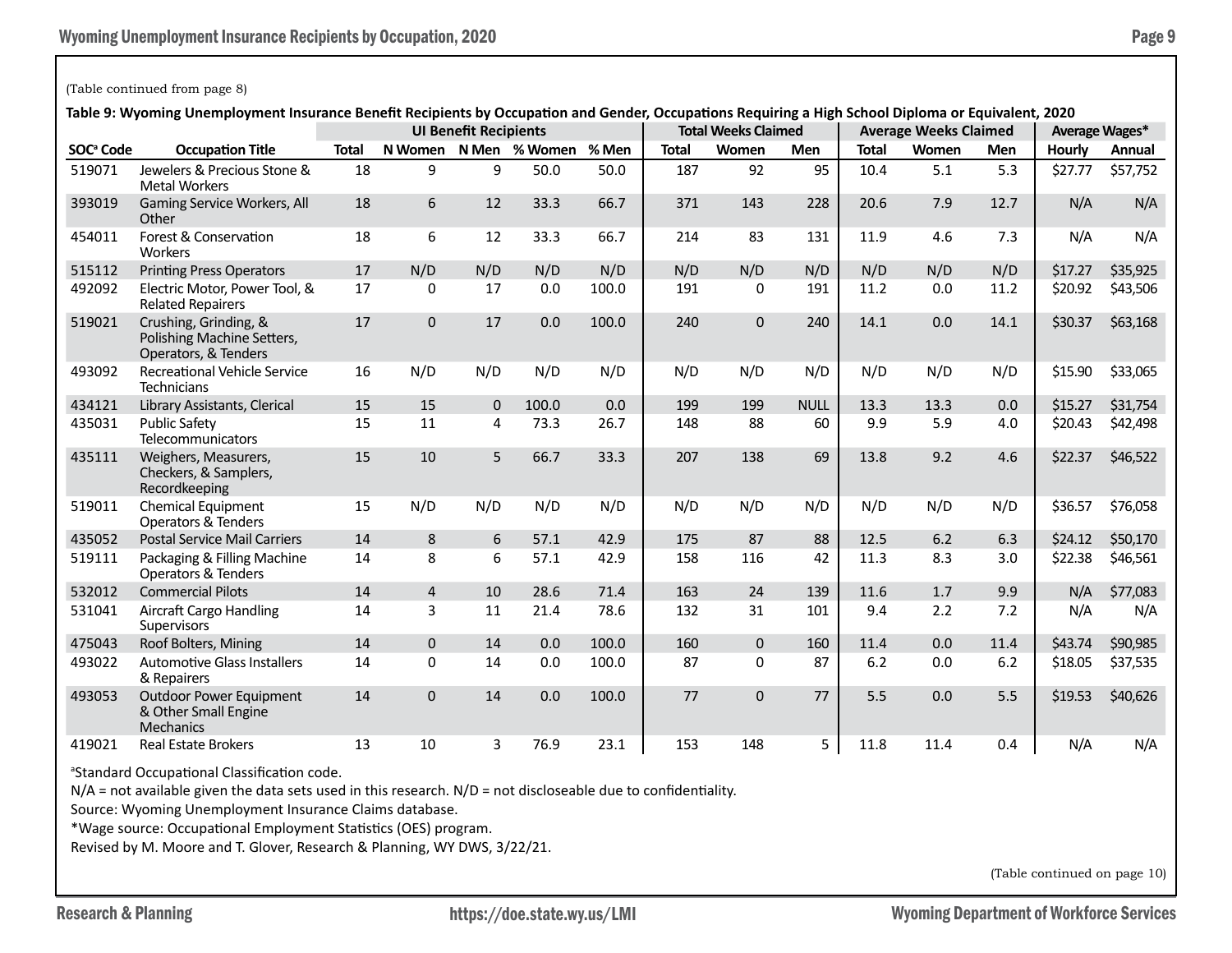(Table continued from page 8)

**Table 9: Wyoming Unemployment Insurance Benefit Recipients by Occupation and Gender, Occupations Requiring a High School Diploma or Equivalent, 2020**

| | | UI Benefit Recipients | | | | | Total Weeks Claimed | | | Average Weeks Claimed | | | Average Wages* | |
|---|---|---|---|---|---|---|---|---|---|---|---|---|---|---|
| SOC[a] Code | Occupation Title | Total | N Women | N Men | % Women | % Men | Total | Women | Men | Total | Women | Men | Hourly | Annual |
| 519071 | Jewelers & Precious Stone & Metal Workers | 18 | 9 | 9 | 50.0 | 50.0 | 187 | 92 | 95 | 10.4 | 5.1 | 5.3 | $27.77 | $57,752 |
| 393019 | Gaming Service Workers, All Other | 18 | 6 | 12 | 33.3 | 66.7 | 371 | 143 | 228 | 20.6 | 7.9 | 12.7 | N/A | N/A |
| 454011 | Forest & Conservation Workers | 18 | 6 | 12 | 33.3 | 66.7 | 214 | 83 | 131 | 11.9 | 4.6 | 7.3 | N/A | N/A |
| 515112 | Printing Press Operators | 17 | N/D | N/D | N/D | N/D | N/D | N/D | N/D | N/D | N/D | N/D | $17.27 | $35,925 |
| 492092 | Electric Motor, Power Tool, & Related Repairers | 17 | 0 | 17 | 0.0 | 100.0 | 191 | 0 | 191 | 11.2 | 0.0 | 11.2 | $20.92 | $43,506 |
| 519021 | Crushing, Grinding, & Polishing Machine Setters, Operators, & Tenders | 17 | 0 | 17 | 0.0 | 100.0 | 240 | 0 | 240 | 14.1 | 0.0 | 14.1 | $30.37 | $63,168 |
| 493092 | Recreational Vehicle Service Technicians | 16 | N/D | N/D | N/D | N/D | N/D | N/D | N/D | N/D | N/D | N/D | $15.90 | $33,065 |
| 434121 | Library Assistants, Clerical | 15 | 15 | 0 | 100.0 | 0.0 | 199 | 199 | NULL | 13.3 | 13.3 | 0.0 | $15.27 | $31,754 |
| 435031 | Public Safety Telecommunicators | 15 | 11 | 4 | 73.3 | 26.7 | 148 | 88 | 60 | 9.9 | 5.9 | 4.0 | $20.43 | $42,498 |
| 435111 | Weighers, Measurers, Checkers, & Samplers, Recordkeeping | 15 | 10 | 5 | 66.7 | 33.3 | 207 | 138 | 69 | 13.8 | 9.2 | 4.6 | $22.37 | $46,522 |
| 519011 | Chemical Equipment Operators & Tenders | 15 | N/D | N/D | N/D | N/D | N/D | N/D | N/D | N/D | N/D | N/D | $36.57 | $76,058 |
| 435052 | Postal Service Mail Carriers | 14 | 8 | 6 | 57.1 | 42.9 | 175 | 87 | 88 | 12.5 | 6.2 | 6.3 | $24.12 | $50,170 |
| 519111 | Packaging & Filling Machine Operators & Tenders | 14 | 8 | 6 | 57.1 | 42.9 | 158 | 116 | 42 | 11.3 | 8.3 | 3.0 | $22.38 | $46,561 |
| 532012 | Commercial Pilots | 14 | 4 | 10 | 28.6 | 71.4 | 163 | 24 | 139 | 11.6 | 1.7 | 9.9 | N/A | $77,083 |
| 531041 | Aircraft Cargo Handling Supervisors | 14 | 3 | 11 | 21.4 | 78.6 | 132 | 31 | 101 | 9.4 | 2.2 | 7.2 | N/A | N/A |
| 475043 | Roof Bolters, Mining | 14 | 0 | 14 | 0.0 | 100.0 | 160 | 0 | 160 | 11.4 | 0.0 | 11.4 | $43.74 | $90,985 |
| 493022 | Automotive Glass Installers & Repairers | 14 | 0 | 14 | 0.0 | 100.0 | 87 | 0 | 87 | 6.2 | 0.0 | 6.2 | $18.05 | $37,535 |
| 493053 | Outdoor Power Equipment & Other Small Engine Mechanics | 14 | 0 | 14 | 0.0 | 100.0 | 77 | 0 | 77 | 5.5 | 0.0 | 5.5 | $19.53 | $40,626 |
| 419021 | Real Estate Brokers | 13 | 10 | 3 | 76.9 | 23.1 | 153 | 148 | 5 | 11.8 | 11.4 | 0.4 | N/A | N/A |

[a]Standard Occupational Classification code.

N/A = not available given the data sets used in this research. N/D = not discloseable due to confidentiality.

Source: Wyoming Unemployment Insurance Claims database.

*Wage source: Occupational Employment Statistics (OES) program.

Revised by M. Moore and T. Glover, Research & Planning, WY DWS, 3/22/21.

(Table continued on page 10)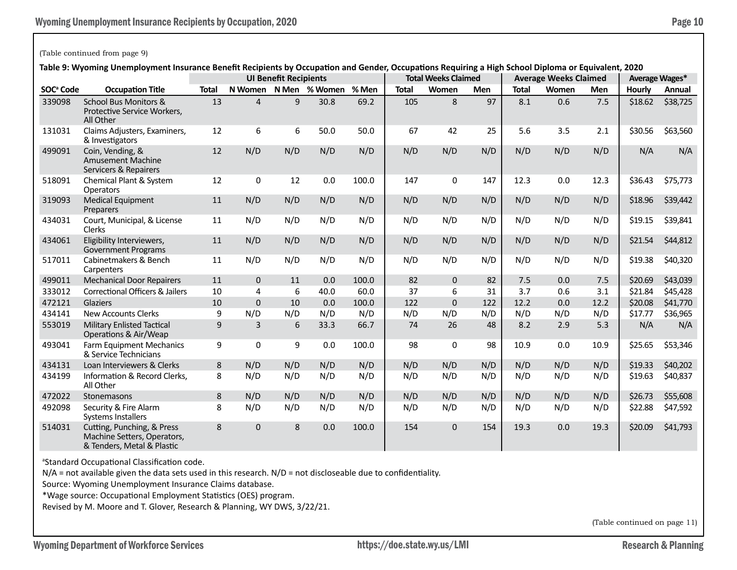(Table continued from page 9)

**Table 9: Wyoming Unemployment Insurance Benefit Recipients by Occupation and Gender, Occupations Requiring a High School Diploma or Equivalent, 2020**

| | | UI Benefit Recipients | | | | | Total Weeks Claimed | | | Average Weeks Claimed | | | Average Wages* | |
|---|---|---|---|---|---|---|---|---|---|---|---|---|---|---|
| SOC[a] Code | Occupation Title | Total | N Women | N Men | % Women | % Men | Total | Women | Men | Total | Women | Men | Hourly | Annual |
| 339098 | School Bus Monitors & Protective Service Workers, All Other | 13 | 4 | 9 | 30.8 | 69.2 | 105 | 8 | 97 | 8.1 | 0.6 | 7.5 | $18.62 | $38,725 |
| 131031 | Claims Adjusters, Examiners, & Investigators | 12 | 6 | 6 | 50.0 | 50.0 | 67 | 42 | 25 | 5.6 | 3.5 | 2.1 | $30.56 | $63,560 |
| 499091 | Coin, Vending, & Amusement Machine Servicers & Repairers | 12 | N/D | N/D | N/D | N/D | N/D | N/D | N/D | N/D | N/D | N/D | N/A | N/A |
| 518091 | Chemical Plant & System Operators | 12 | 0 | 12 | 0.0 | 100.0 | 147 | 0 | 147 | 12.3 | 0.0 | 12.3 | $36.43 | $75,773 |
| 319093 | Medical Equipment Preparers | 11 | N/D | N/D | N/D | N/D | N/D | N/D | N/D | N/D | N/D | N/D | $18.96 | $39,442 |
| 434031 | Court, Municipal, & License Clerks | 11 | N/D | N/D | N/D | N/D | N/D | N/D | N/D | N/D | N/D | N/D | $19.15 | $39,841 |
| 434061 | Eligibility Interviewers, Government Programs | 11 | N/D | N/D | N/D | N/D | N/D | N/D | N/D | N/D | N/D | N/D | $21.54 | $44,812 |
| 517011 | Cabinetmakers & Bench Carpenters | 11 | N/D | N/D | N/D | N/D | N/D | N/D | N/D | N/D | N/D | N/D | $19.38 | $40,320 |
| 499011 | Mechanical Door Repairers | 11 | 0 | 11 | 0.0 | 100.0 | 82 | 0 | 82 | 7.5 | 0.0 | 7.5 | $20.69 | $43,039 |
| 333012 | Correctional Officers & Jailers | 10 | 4 | 6 | 40.0 | 60.0 | 37 | 6 | 31 | 3.7 | 0.6 | 3.1 | $21.84 | $45,428 |
| 472121 | Glaziers | 10 | 0 | 10 | 0.0 | 100.0 | 122 | 0 | 122 | 12.2 | 0.0 | 12.2 | $20.08 | $41,770 |
| 434141 | New Accounts Clerks | 9 | N/D | N/D | N/D | N/D | N/D | N/D | N/D | N/D | N/D | N/D | $17.77 | $36,965 |
| 553019 | Military Enlisted Tactical Operations & Air/Weap | 9 | 3 | 6 | 33.3 | 66.7 | 74 | 26 | 48 | 8.2 | 2.9 | 5.3 | N/A | N/A |
| 493041 | Farm Equipment Mechanics & Service Technicians | 9 | 0 | 9 | 0.0 | 100.0 | 98 | 0 | 98 | 10.9 | 0.0 | 10.9 | $25.65 | $53,346 |
| 434131 | Loan Interviewers & Clerks | 8 | N/D | N/D | N/D | N/D | N/D | N/D | N/D | N/D | N/D | N/D | $19.33 | $40,202 |
| 434199 | Information & Record Clerks, All Other | 8 | N/D | N/D | N/D | N/D | N/D | N/D | N/D | N/D | N/D | N/D | $19.63 | $40,837 |
| 472022 | Stonemasons | 8 | N/D | N/D | N/D | N/D | N/D | N/D | N/D | N/D | N/D | N/D | $26.73 | $55,608 |
| 492098 | Security & Fire Alarm Systems Installers | 8 | N/D | N/D | N/D | N/D | N/D | N/D | N/D | N/D | N/D | N/D | $22.88 | $47,592 |
| 514031 | Cutting, Punching, & Press Machine Setters, Operators, & Tenders, Metal & Plastic | 8 | 0 | 8 | 0.0 | 100.0 | 154 | 0 | 154 | 19.3 | 0.0 | 19.3 | $20.09 | $41,793 |

[a]Standard Occupational Classification code.

N/A = not available given the data sets used in this research. N/D = not discloseable due to confidentiality.

Source: Wyoming Unemployment Insurance Claims database.

*Wage source: Occupational Employment Statistics (OES) program.

Revised by M. Moore and T. Glover, Research & Planning, WY DWS, 3/22/21.

(Table continued on page 11)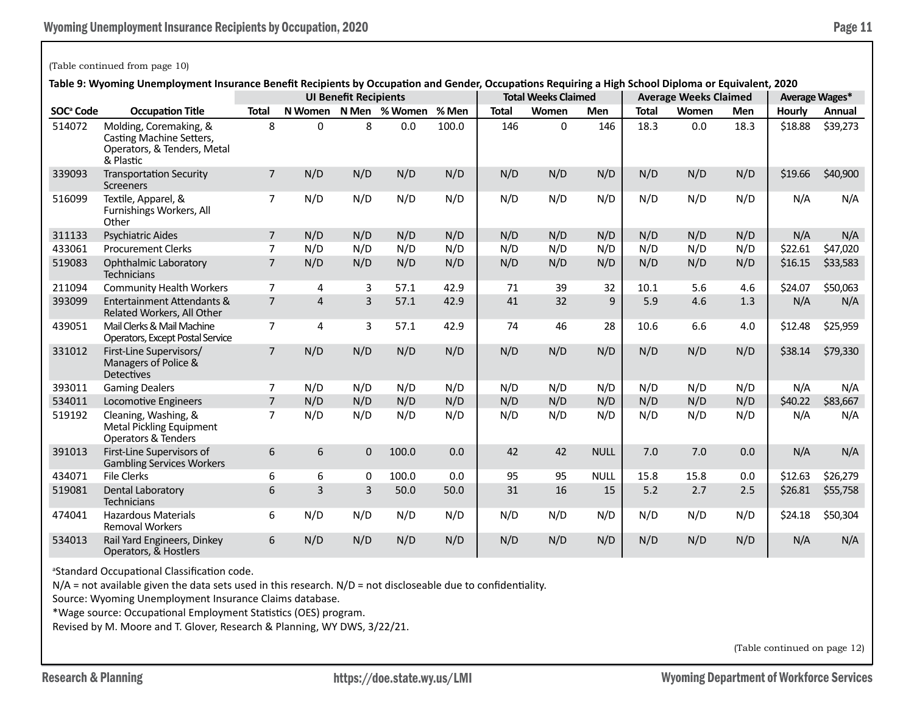(Table continued from page 10)

**Table 9: Wyoming Unemployment Insurance Benefit Recipients by Occupation and Gender, Occupations Requiring a High School Diploma or Equivalent, 2020**

| | | UI Benefit Recipients | | | | | Total Weeks Claimed | | | Average Weeks Claimed | | | Average Wages* | |
|---|---|---|---|---|---|---|---|---|---|---|---|---|---|---|
| SOC[a] Code | Occupation Title | Total | N Women | N Men | % Women | % Men | Total | Women | Men | Total | Women | Men | Hourly | Annual |
| 514072 | Molding, Coremaking, & Casting Machine Setters, Operators, & Tenders, Metal & Plastic | 8 | 0 | 8 | 0.0 | 100.0 | 146 | 0 | 146 | 18.3 | 0.0 | 18.3 | $18.88 | $39,273 |
| 339093 | Transportation Security Screeners | 7 | N/D | N/D | N/D | N/D | N/D | N/D | N/D | N/D | N/D | N/D | $19.66 | $40,900 |
| 516099 | Textile, Apparel, & Furnishings Workers, All Other | 7 | N/D | N/D | N/D | N/D | N/D | N/D | N/D | N/D | N/D | N/D | N/A | N/A |
| 311133 | Psychiatric Aides | 7 | N/D | N/D | N/D | N/D | N/D | N/D | N/D | N/D | N/D | N/D | N/A | N/A |
| 433061 | Procurement Clerks | 7 | N/D | N/D | N/D | N/D | N/D | N/D | N/D | N/D | N/D | N/D | $22.61 | $47,020 |
| 519083 | Ophthalmic Laboratory Technicians | 7 | N/D | N/D | N/D | N/D | N/D | N/D | N/D | N/D | N/D | N/D | $16.15 | $33,583 |
| 211094 | Community Health Workers | 7 | 4 | 3 | 57.1 | 42.9 | 71 | 39 | 32 | 10.1 | 5.6 | 4.6 | $24.07 | $50,063 |
| 393099 | Entertainment Attendants & Related Workers, All Other | 7 | 4 | 3 | 57.1 | 42.9 | 41 | 32 | 9 | 5.9 | 4.6 | 1.3 | N/A | N/A |
| 439051 | Mail Clerks & Mail Machine Operators, Except Postal Service | 7 | 4 | 3 | 57.1 | 42.9 | 74 | 46 | 28 | 10.6 | 6.6 | 4.0 | $12.48 | $25,959 |
| 331012 | First-Line Supervisors/ Managers of Police & Detectives | 7 | N/D | N/D | N/D | N/D | N/D | N/D | N/D | N/D | N/D | N/D | $38.14 | $79,330 |
| 393011 | Gaming Dealers | 7 | N/D | N/D | N/D | N/D | N/D | N/D | N/D | N/D | N/D | N/D | N/A | N/A |
| 534011 | Locomotive Engineers | 7 | N/D | N/D | N/D | N/D | N/D | N/D | N/D | N/D | N/D | N/D | $40.22 | $83,667 |
| 519192 | Cleaning, Washing, & Metal Pickling Equipment Operators & Tenders | 7 | N/D | N/D | N/D | N/D | N/D | N/D | N/D | N/D | N/D | N/D | N/A | N/A |
| 391013 | First-Line Supervisors of Gambling Services Workers | 6 | 6 | 0 | 100.0 | 0.0 | 42 | 42 | NULL | 7.0 | 7.0 | 0.0 | N/A | N/A |
| 434071 | File Clerks | 6 | 6 | 0 | 100.0 | 0.0 | 95 | 95 | NULL | 15.8 | 15.8 | 0.0 | $12.63 | $26,279 |
| 519081 | Dental Laboratory Technicians | 6 | 3 | 3 | 50.0 | 50.0 | 31 | 16 | 15 | 5.2 | 2.7 | 2.5 | $26.81 | $55,758 |
| 474041 | Hazardous Materials Removal Workers | 6 | N/D | N/D | N/D | N/D | N/D | N/D | N/D | N/D | N/D | N/D | $24.18 | $50,304 |
| 534013 | Rail Yard Engineers, Dinkey Operators, & Hostlers | 6 | N/D | N/D | N/D | N/D | N/D | N/D | N/D | N/D | N/D | N/D | N/A | N/A |

[a]Standard Occupational Classification code.

N/A = not available given the data sets used in this research. N/D = not discloseable due to confidentiality.

Source: Wyoming Unemployment Insurance Claims database.

*Wage source: Occupational Employment Statistics (OES) program.

Revised by M. Moore and T. Glover, Research & Planning, WY DWS, 3/22/21.

(Table continued on page 12)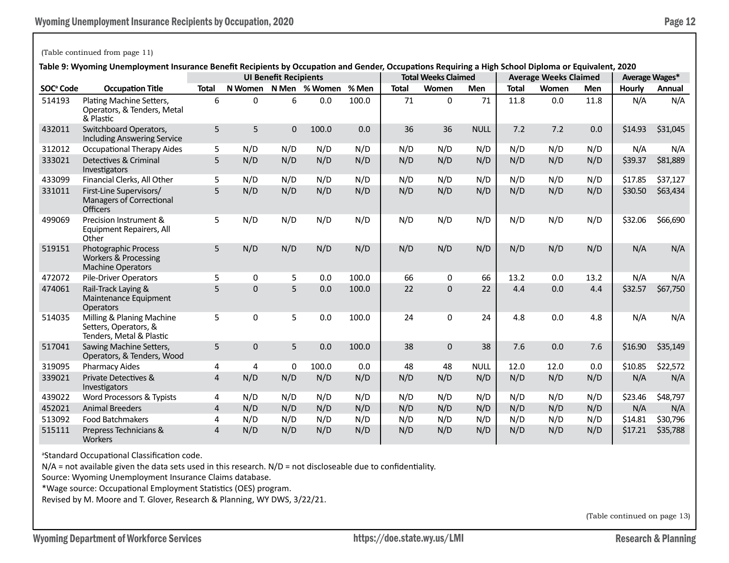(Table continued from page 11)

**Table 9: Wyoming Unemployment Insurance Benefit Recipients by Occupation and Gender, Occupations Requiring a High School Diploma or Equivalent, 2020**

| | | UI Benefit Recipients | | | | | Total Weeks Claimed | | | Average Weeks Claimed | | | Average Wages* | |
|---|---|---|---|---|---|---|---|---|---|---|---|---|---|---|
| SOC[a] Code | Occupation Title | Total | N Women | N Men | % Women | % Men | Total | Women | Men | Total | Women | Men | Hourly | Annual |
| 514193 | Plating Machine Setters, Operators, & Tenders, Metal & Plastic | 6 | 0 | 6 | 0.0 | 100.0 | 71 | 0 | 71 | 11.8 | 0.0 | 11.8 | N/A | N/A |
| 432011 | Switchboard Operators, Including Answering Service | 5 | 5 | 0 | 100.0 | 0.0 | 36 | 36 | NULL | 7.2 | 7.2 | 0.0 | $14.93 | $31,045 |
| 312012 | Occupational Therapy Aides | 5 | N/D | N/D | N/D | N/D | N/D | N/D | N/D | N/D | N/D | N/D | N/A | N/A |
| 333021 | Detectives & Criminal Investigators | 5 | N/D | N/D | N/D | N/D | N/D | N/D | N/D | N/D | N/D | N/D | $39.37 | $81,889 |
| 433099 | Financial Clerks, All Other | 5 | N/D | N/D | N/D | N/D | N/D | N/D | N/D | N/D | N/D | N/D | $17.85 | $37,127 |
| 331011 | First-Line Supervisors/ Managers of Correctional Officers | 5 | N/D | N/D | N/D | N/D | N/D | N/D | N/D | N/D | N/D | N/D | $30.50 | $63,434 |
| 499069 | Precision Instrument & Equipment Repairers, All Other | 5 | N/D | N/D | N/D | N/D | N/D | N/D | N/D | N/D | N/D | N/D | $32.06 | $66,690 |
| 519151 | Photographic Process Workers & Processing Machine Operators | 5 | N/D | N/D | N/D | N/D | N/D | N/D | N/D | N/D | N/D | N/D | N/A | N/A |
| 472072 | Pile-Driver Operators | 5 | 0 | 5 | 0.0 | 100.0 | 66 | 0 | 66 | 13.2 | 0.0 | 13.2 | N/A | N/A |
| 474061 | Rail-Track Laying & Maintenance Equipment Operators | 5 | 0 | 5 | 0.0 | 100.0 | 22 | 0 | 22 | 4.4 | 0.0 | 4.4 | $32.57 | $67,750 |
| 514035 | Milling & Planing Machine Setters, Operators, & Tenders, Metal & Plastic | 5 | 0 | 5 | 0.0 | 100.0 | 24 | 0 | 24 | 4.8 | 0.0 | 4.8 | N/A | N/A |
| 517041 | Sawing Machine Setters, Operators, & Tenders, Wood | 5 | 0 | 5 | 0.0 | 100.0 | 38 | 0 | 38 | 7.6 | 0.0 | 7.6 | $16.90 | $35,149 |
| 319095 | Pharmacy Aides | 4 | 4 | 0 | 100.0 | 0.0 | 48 | 48 | NULL | 12.0 | 12.0 | 0.0 | $10.85 | $22,572 |
| 339021 | Private Detectives & Investigators | 4 | N/D | N/D | N/D | N/D | N/D | N/D | N/D | N/D | N/D | N/D | N/A | N/A |
| 439022 | Word Processors & Typists | 4 | N/D | N/D | N/D | N/D | N/D | N/D | N/D | N/D | N/D | N/D | $23.46 | $48,797 |
| 452021 | Animal Breeders | 4 | N/D | N/D | N/D | N/D | N/D | N/D | N/D | N/D | N/D | N/D | N/A | N/A |
| 513092 | Food Batchmakers | 4 | N/D | N/D | N/D | N/D | N/D | N/D | N/D | N/D | N/D | N/D | $14.81 | $30,796 |
| 515111 | Prepress Technicians & Workers | 4 | N/D | N/D | N/D | N/D | N/D | N/D | N/D | N/D | N/D | N/D | $17.21 | $35,788 |

[a]Standard Occupational Classification code.

N/A = not available given the data sets used in this research. N/D = not discloseable due to confidentiality.

Source: Wyoming Unemployment Insurance Claims database.

*Wage source: Occupational Employment Statistics (OES) program.

Revised by M. Moore and T. Glover, Research & Planning, WY DWS, 3/22/21.

(Table continued on page 13)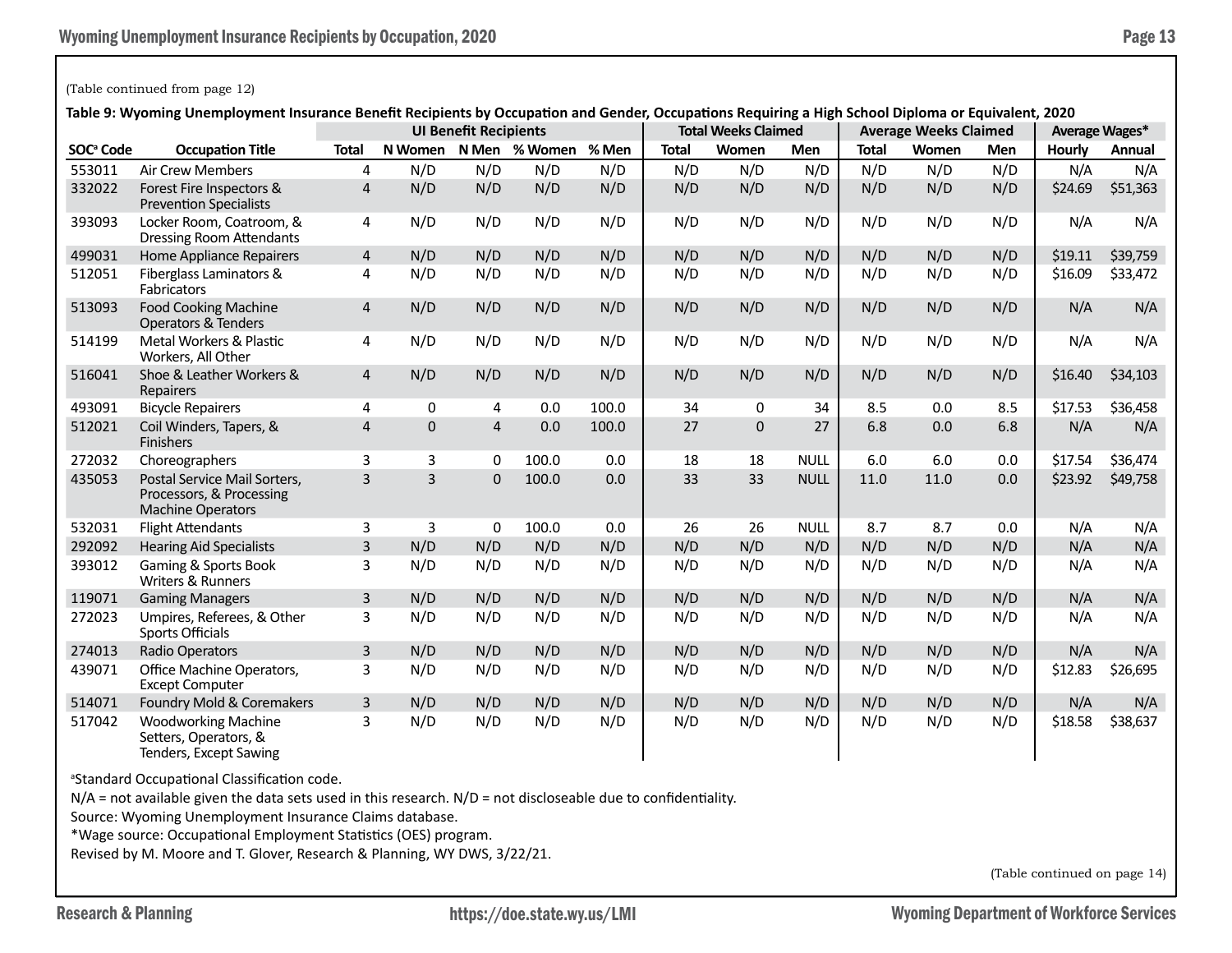(Table continued from page 12)

**Table 9: Wyoming Unemployment Insurance Benefit Recipients by Occupation and Gender, Occupations Requiring a High School Diploma or Equivalent, 2020**

| | | UI Benefit Recipients | | | | | Total Weeks Claimed | | | Average Weeks Claimed | | | Average Wages* | |
|---|---|---|---|---|---|---|---|---|---|---|---|---|---|---|
| SOC[a] Code | Occupation Title | Total | N Women | N Men | % Women | % Men | Total | Women | Men | Total | Women | Men | Hourly | Annual |
| 553011 | Air Crew Members | 4 | N/D | N/D | N/D | N/D | N/D | N/D | N/D | N/D | N/D | N/D | N/A | N/A |
| 332022 | Forest Fire Inspectors & Prevention Specialists | 4 | N/D | N/D | N/D | N/D | N/D | N/D | N/D | N/D | N/D | N/D | $24.69 | $51,363 |
| 393093 | Locker Room, Coatroom, & Dressing Room Attendants | 4 | N/D | N/D | N/D | N/D | N/D | N/D | N/D | N/D | N/D | N/D | N/A | N/A |
| 499031 | Home Appliance Repairers | 4 | N/D | N/D | N/D | N/D | N/D | N/D | N/D | N/D | N/D | N/D | $19.11 | $39,759 |
| 512051 | Fiberglass Laminators & Fabricators | 4 | N/D | N/D | N/D | N/D | N/D | N/D | N/D | N/D | N/D | N/D | $16.09 | $33,472 |
| 513093 | Food Cooking Machine Operators & Tenders | 4 | N/D | N/D | N/D | N/D | N/D | N/D | N/D | N/D | N/D | N/D | N/A | N/A |
| 514199 | Metal Workers & Plastic Workers, All Other | 4 | N/D | N/D | N/D | N/D | N/D | N/D | N/D | N/D | N/D | N/D | N/A | N/A |
| 516041 | Shoe & Leather Workers & Repairers | 4 | N/D | N/D | N/D | N/D | N/D | N/D | N/D | N/D | N/D | N/D | $16.40 | $34,103 |
| 493091 | Bicycle Repairers | 4 | 0 | 4 | 0.0 | 100.0 | 34 | 0 | 34 | 8.5 | 0.0 | 8.5 | $17.53 | $36,458 |
| 512021 | Coil Winders, Tapers, & Finishers | 4 | 0 | 4 | 0.0 | 100.0 | 27 | 0 | 27 | 6.8 | 0.0 | 6.8 | N/A | N/A |
| 272032 | Choreographers | 3 | 3 | 0 | 100.0 | 0.0 | 18 | 18 | NULL | 6.0 | 6.0 | 0.0 | $17.54 | $36,474 |
| 435053 | Postal Service Mail Sorters, Processors, & Processing Machine Operators | 3 | 3 | 0 | 100.0 | 0.0 | 33 | 33 | NULL | 11.0 | 11.0 | 0.0 | $23.92 | $49,758 |
| 532031 | Flight Attendants | 3 | 3 | 0 | 100.0 | 0.0 | 26 | 26 | NULL | 8.7 | 8.7 | 0.0 | N/A | N/A |
| 292092 | Hearing Aid Specialists | 3 | N/D | N/D | N/D | N/D | N/D | N/D | N/D | N/D | N/D | N/D | N/A | N/A |
| 393012 | Gaming & Sports Book Writers & Runners | 3 | N/D | N/D | N/D | N/D | N/D | N/D | N/D | N/D | N/D | N/D | N/A | N/A |
| 119071 | Gaming Managers | 3 | N/D | N/D | N/D | N/D | N/D | N/D | N/D | N/D | N/D | N/D | N/A | N/A |
| 272023 | Umpires, Referees, & Other Sports Officials | 3 | N/D | N/D | N/D | N/D | N/D | N/D | N/D | N/D | N/D | N/D | N/A | N/A |
| 274013 | Radio Operators | 3 | N/D | N/D | N/D | N/D | N/D | N/D | N/D | N/D | N/D | N/D | N/A | N/A |
| 439071 | Office Machine Operators, Except Computer | 3 | N/D | N/D | N/D | N/D | N/D | N/D | N/D | N/D | N/D | N/D | $12.83 | $26,695 |
| 514071 | Foundry Mold & Coremakers | 3 | N/D | N/D | N/D | N/D | N/D | N/D | N/D | N/D | N/D | N/D | N/A | N/A |
| 517042 | Woodworking Machine Setters, Operators, & Tenders, Except Sawing | 3 | N/D | N/D | N/D | N/D | N/D | N/D | N/D | N/D | N/D | N/D | $18.58 | $38,637 |

[a]Standard Occupational Classification code.

N/A = not available given the data sets used in this research. N/D = not discloseable due to confidentiality.

Source: Wyoming Unemployment Insurance Claims database.

*Wage source: Occupational Employment Statistics (OES) program.

Revised by M. Moore and T. Glover, Research & Planning, WY DWS, 3/22/21.

(Table continued on page 14)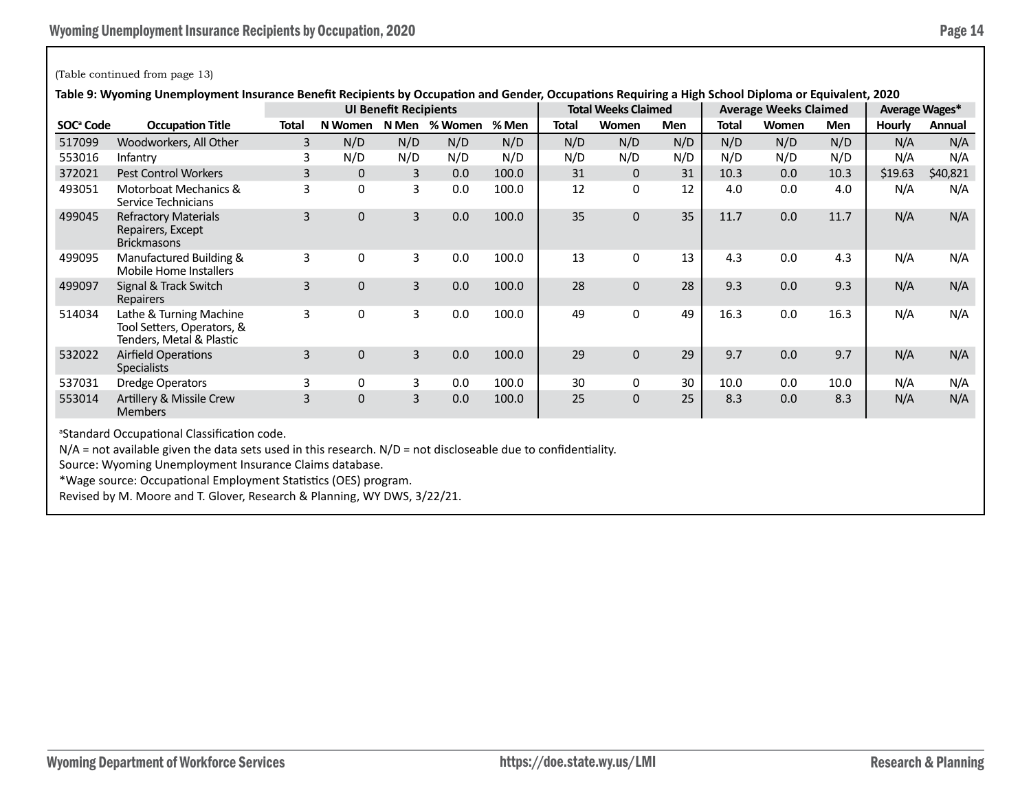(Table continued from page 13)

**Table 9: Wyoming Unemployment Insurance Benefit Recipients by Occupation and Gender, Occupations Requiring a High School Diploma or Equivalent, 2020**

| | | UI Benefit Recipients | | | | | Total Weeks Claimed | | | Average Weeks Claimed | | | Average Wages* | |
|---|---|---|---|---|---|---|---|---|---|---|---|---|---|---|
| SOC[a] Code | Occupation Title | Total | N Women | N Men | % Women | % Men | Total | Women | Men | Total | Women | Men | Hourly | Annual |
| 517099 | Woodworkers, All Other | 3 | N/D | N/D | N/D | N/D | N/D | N/D | N/D | N/D | N/D | N/D | N/A | N/A |
| 553016 | Infantry | 3 | N/D | N/D | N/D | N/D | N/D | N/D | N/D | N/D | N/D | N/D | N/A | N/A |
| 372021 | Pest Control Workers | 3 | 0 | 3 | 0.0 | 100.0 | 31 | 0 | 31 | 10.3 | 0.0 | 10.3 | $19.63 | $40,821 |
| 493051 | Motorboat Mechanics & Service Technicians | 3 | 0 | 3 | 0.0 | 100.0 | 12 | 0 | 12 | 4.0 | 0.0 | 4.0 | N/A | N/A |
| 499045 | Refractory Materials Repairers, Except Brickmasons | 3 | 0 | 3 | 0.0 | 100.0 | 35 | 0 | 35 | 11.7 | 0.0 | 11.7 | N/A | N/A |
| 499095 | Manufactured Building & Mobile Home Installers | 3 | 0 | 3 | 0.0 | 100.0 | 13 | 0 | 13 | 4.3 | 0.0 | 4.3 | N/A | N/A |
| 499097 | Signal & Track Switch Repairers | 3 | 0 | 3 | 0.0 | 100.0 | 28 | 0 | 28 | 9.3 | 0.0 | 9.3 | N/A | N/A |
| 514034 | Lathe & Turning Machine Tool Setters, Operators, & Tenders, Metal & Plastic | 3 | 0 | 3 | 0.0 | 100.0 | 49 | 0 | 49 | 16.3 | 0.0 | 16.3 | N/A | N/A |
| 532022 | Airfield Operations Specialists | 3 | 0 | 3 | 0.0 | 100.0 | 29 | 0 | 29 | 9.7 | 0.0 | 9.7 | N/A | N/A |
| 537031 | Dredge Operators | 3 | 0 | 3 | 0.0 | 100.0 | 30 | 0 | 30 | 10.0 | 0.0 | 10.0 | N/A | N/A |
| 553014 | Artillery & Missile Crew Members | 3 | 0 | 3 | 0.0 | 100.0 | 25 | 0 | 25 | 8.3 | 0.0 | 8.3 | N/A | N/A |

[a]Standard Occupational Classification code.
N/A = not available given the data sets used in this research. N/D = not discloseable due to confidentiality.
Source: Wyoming Unemployment Insurance Claims database.
*Wage source: Occupational Employment Statistics (OES) program.
Revised by M. Moore and T. Glover, Research & Planning, WY DWS, 3/22/21.